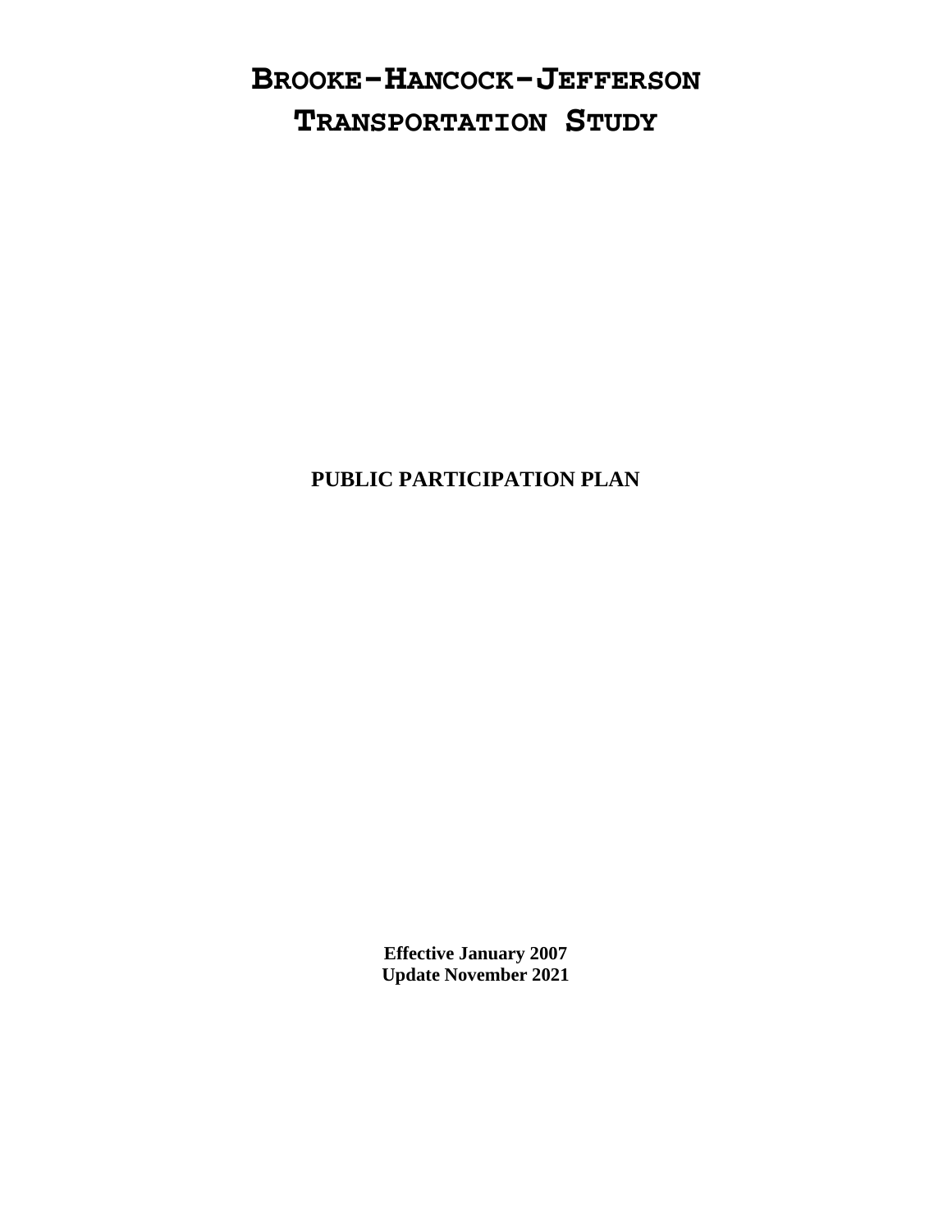# BROOKE-HANCOCK-JEFFERSON TRANSPORTATION STUDY

## PUBLIC PARTICIPATION PLAN

**Effective January 2007**
**Update November 2021**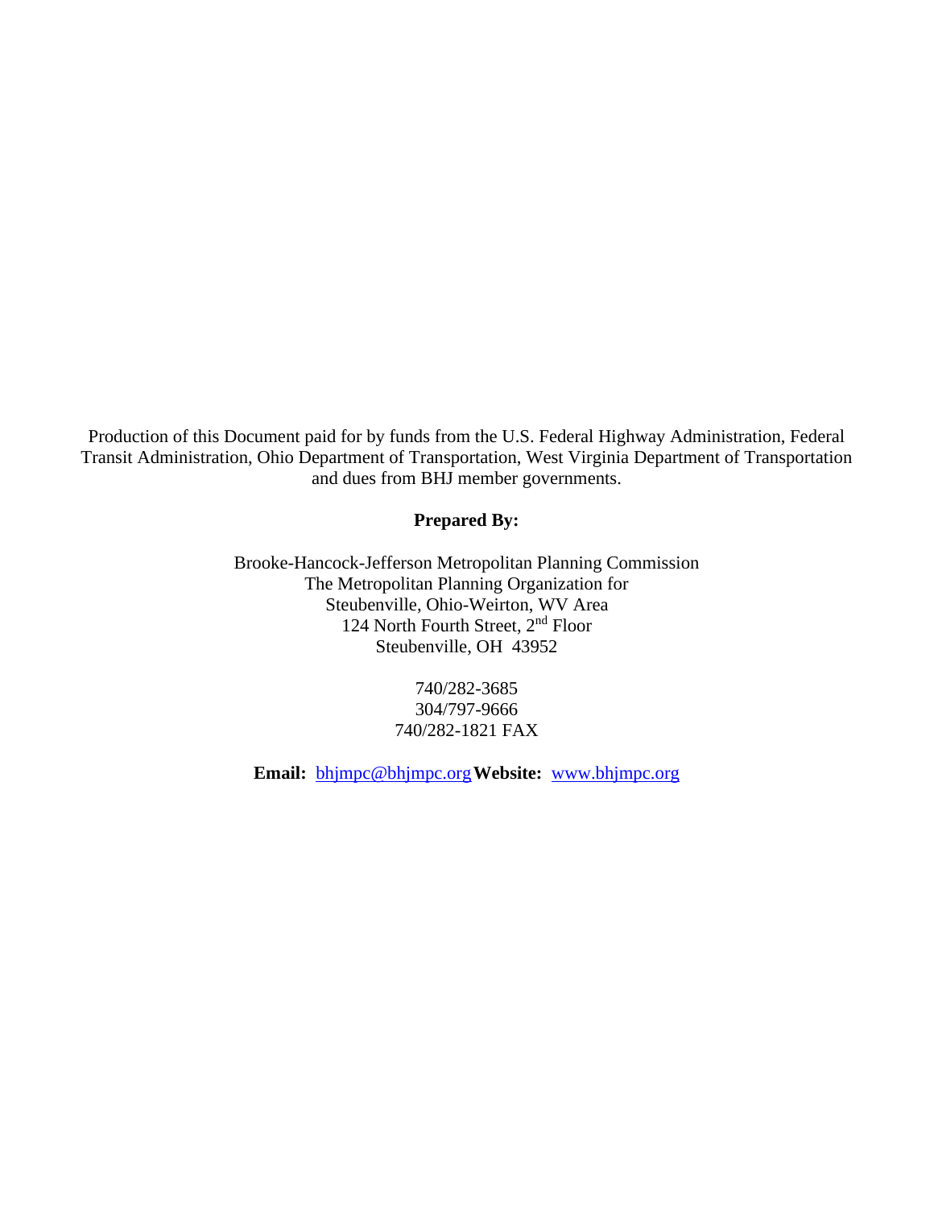Production of this Document paid for by funds from the U.S. Federal Highway Administration, Federal Transit Administration, Ohio Department of Transportation, West Virginia Department of Transportation and dues from BHJ member governments.

**Prepared By:**

Brooke-Hancock-Jefferson Metropolitan Planning Commission
The Metropolitan Planning Organization for
Steubenville, Ohio-Weirton, WV Area
124 North Fourth Street, 2nd Floor
Steubenville, OH 43952

740/282-3685
304/797-9666
740/282-1821 FAX

**Email:** bhjmpc@bhjmpc.org **Website:** www.bhjmpc.org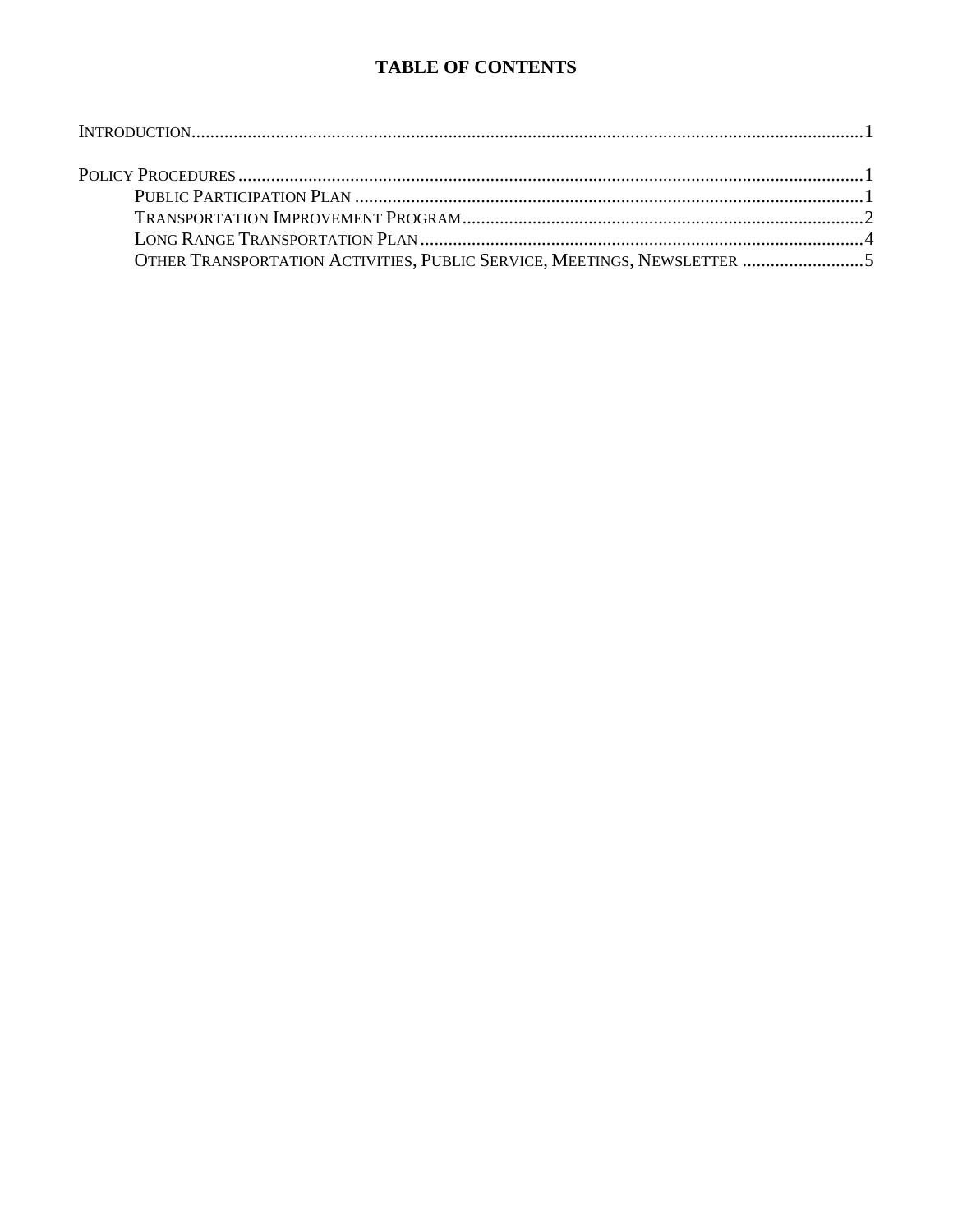# TABLE OF CONTENTS

Introduction ........................................................................................................ 1

Policy Procedures ................................................................................................ 1

- Public Participation Plan ..................................................................................... 1
- Transportation Improvement Program ................................................................ 2
- Long Range Transportation Plan ......................................................................... 4
- Other Transportation Activities, Public Service, Meetings, Newsletter ............. 5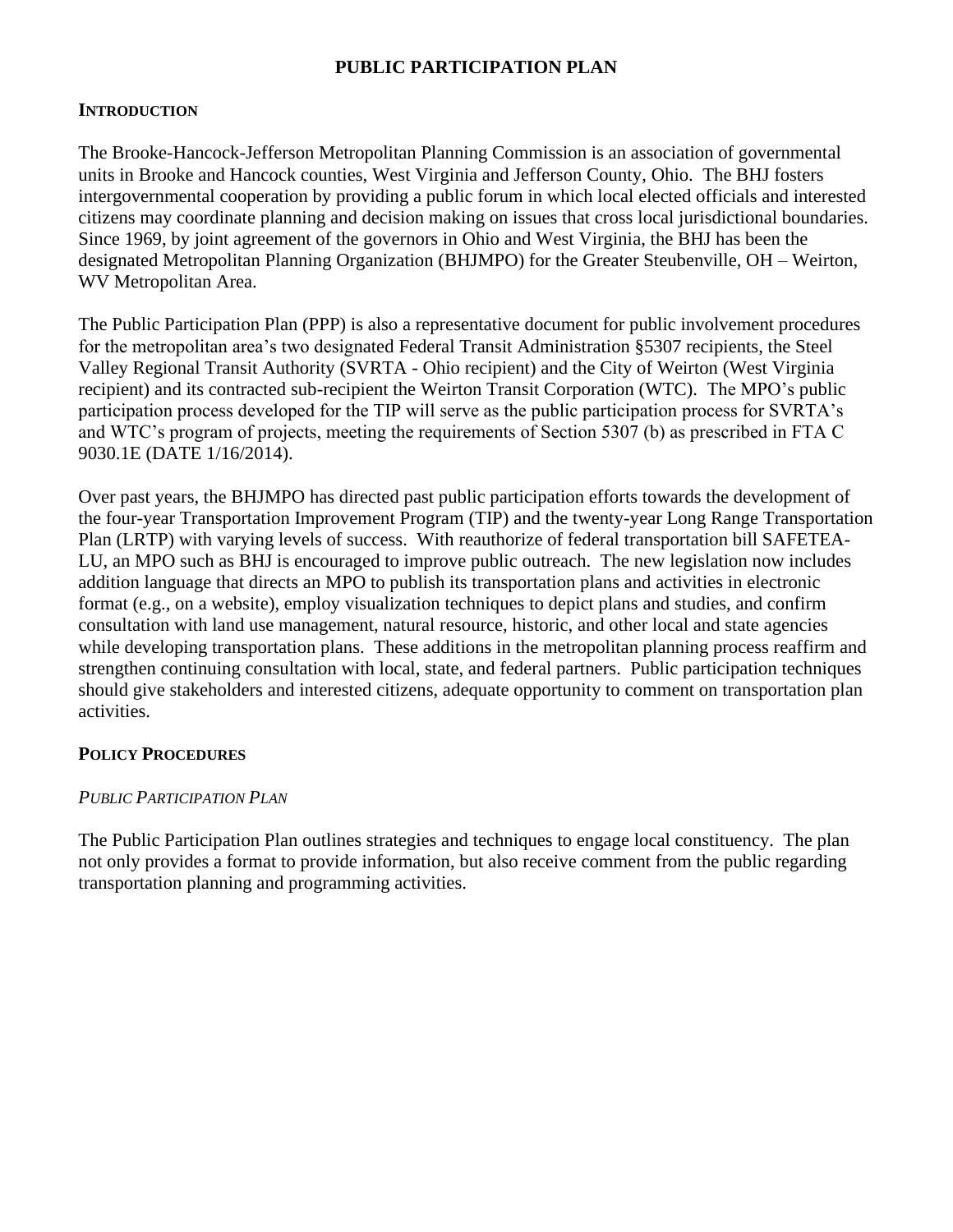# PUBLIC PARTICIPATION PLAN

## INTRODUCTION

The Brooke-Hancock-Jefferson Metropolitan Planning Commission is an association of governmental units in Brooke and Hancock counties, West Virginia and Jefferson County, Ohio. The BHJ fosters intergovernmental cooperation by providing a public forum in which local elected officials and interested citizens may coordinate planning and decision making on issues that cross local jurisdictional boundaries. Since 1969, by joint agreement of the governors in Ohio and West Virginia, the BHJ has been the designated Metropolitan Planning Organization (BHJMPO) for the Greater Steubenville, OH – Weirton, WV Metropolitan Area.

The Public Participation Plan (PPP) is also a representative document for public involvement procedures for the metropolitan area's two designated Federal Transit Administration §5307 recipients, the Steel Valley Regional Transit Authority (SVRTA - Ohio recipient) and the City of Weirton (West Virginia recipient) and its contracted sub-recipient the Weirton Transit Corporation (WTC). The MPO's public participation process developed for the TIP will serve as the public participation process for SVRTA's and WTC's program of projects, meeting the requirements of Section 5307 (b) as prescribed in FTA C 9030.1E (DATE 1/16/2014).

Over past years, the BHJMPO has directed past public participation efforts towards the development of the four-year Transportation Improvement Program (TIP) and the twenty-year Long Range Transportation Plan (LRTP) with varying levels of success. With reauthorize of federal transportation bill SAFETEA-LU, an MPO such as BHJ is encouraged to improve public outreach. The new legislation now includes addition language that directs an MPO to publish its transportation plans and activities in electronic format (e.g., on a website), employ visualization techniques to depict plans and studies, and confirm consultation with land use management, natural resource, historic, and other local and state agencies while developing transportation plans. These additions in the metropolitan planning process reaffirm and strengthen continuing consultation with local, state, and federal partners. Public participation techniques should give stakeholders and interested citizens, adequate opportunity to comment on transportation plan activities.

## POLICY PROCEDURES

### *PUBLIC PARTICIPATION PLAN*

The Public Participation Plan outlines strategies and techniques to engage local constituency. The plan not only provides a format to provide information, but also receive comment from the public regarding transportation planning and programming activities.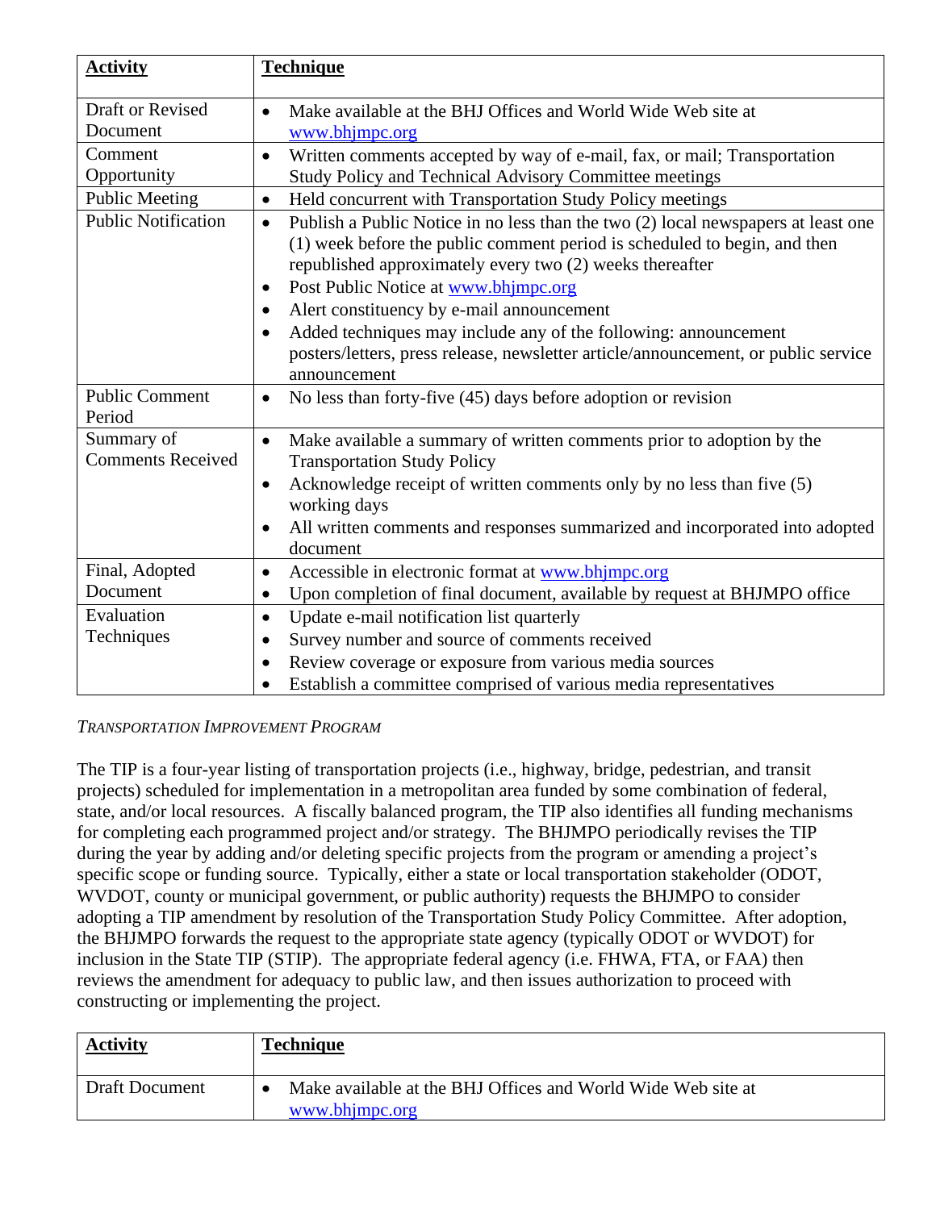| **Activity** | **Technique** |
|---|---|
| Draft or Revised Document | • Make available at the BHJ Offices and World Wide Web site at www.bhjmpc.org |
| Comment Opportunity | • Written comments accepted by way of e-mail, fax, or mail; Transportation Study Policy and Technical Advisory Committee meetings |
| Public Meeting | • Held concurrent with Transportation Study Policy meetings |
| Public Notification | • Publish a Public Notice in no less than the two (2) local newspapers at least one (1) week before the public comment period is scheduled to begin, and then republished approximately every two (2) weeks thereafter<br>• Post Public Notice at www.bhjmpc.org<br>• Alert constituency by e-mail announcement<br>• Added techniques may include any of the following: announcement posters/letters, press release, newsletter article/announcement, or public service announcement |
| Public Comment Period | • No less than forty-five (45) days before adoption or revision |
| Summary of Comments Received | • Make available a summary of written comments prior to adoption by the Transportation Study Policy<br>• Acknowledge receipt of written comments only by no less than five (5) working days<br>• All written comments and responses summarized and incorporated into adopted document |
| Final, Adopted Document | • Accessible in electronic format at www.bhjmpc.org<br>• Upon completion of final document, available by request at BHJMPO office |
| Evaluation Techniques | • Update e-mail notification list quarterly<br>• Survey number and source of comments received<br>• Review coverage or exposure from various media sources<br>• Establish a committee comprised of various media representatives |

*TRANSPORTATION IMPROVEMENT PROGRAM*

The TIP is a four-year listing of transportation projects (i.e., highway, bridge, pedestrian, and transit projects) scheduled for implementation in a metropolitan area funded by some combination of federal, state, and/or local resources. A fiscally balanced program, the TIP also identifies all funding mechanisms for completing each programmed project and/or strategy. The BHJMPO periodically revises the TIP during the year by adding and/or deleting specific projects from the program or amending a project's specific scope or funding source. Typically, either a state or local transportation stakeholder (ODOT, WVDOT, county or municipal government, or public authority) requests the BHJMPO to consider adopting a TIP amendment by resolution of the Transportation Study Policy Committee. After adoption, the BHJMPO forwards the request to the appropriate state agency (typically ODOT or WVDOT) for inclusion in the State TIP (STIP). The appropriate federal agency (i.e. FHWA, FTA, or FAA) then reviews the amendment for adequacy to public law, and then issues authorization to proceed with constructing or implementing the project.

| **Activity** | **Technique** |
|---|---|
| Draft Document | • Make available at the BHJ Offices and World Wide Web site at www.bhjmpc.org |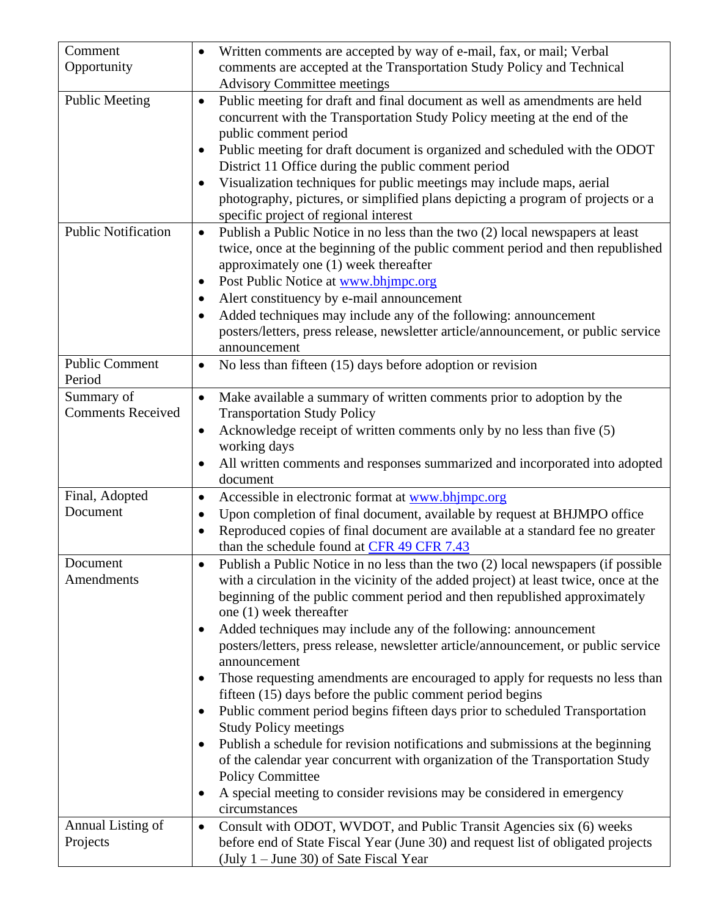| | |
|---|---|
| Comment Opportunity | • Written comments are accepted by way of e-mail, fax, or mail; Verbal comments are accepted at the Transportation Study Policy and Technical Advisory Committee meetings |
| Public Meeting | • Public meeting for draft and final document as well as amendments are held concurrent with the Transportation Study Policy meeting at the end of the public comment period<br>• Public meeting for draft document is organized and scheduled with the ODOT District 11 Office during the public comment period<br>• Visualization techniques for public meetings may include maps, aerial photography, pictures, or simplified plans depicting a program of projects or a specific project of regional interest |
| Public Notification | • Publish a Public Notice in no less than the two (2) local newspapers at least twice, once at the beginning of the public comment period and then republished approximately one (1) week thereafter<br>• Post Public Notice at [www.bhjmpc.org](http://www.bhjmpc.org)<br>• Alert constituency by e-mail announcement<br>• Added techniques may include any of the following: announcement posters/letters, press release, newsletter article/announcement, or public service announcement |
| Public Comment Period | • No less than fifteen (15) days before adoption or revision |
| Summary of Comments Received | • Make available a summary of written comments prior to adoption by the Transportation Study Policy<br>• Acknowledge receipt of written comments only by no less than five (5) working days<br>• All written comments and responses summarized and incorporated into adopted document |
| Final, Adopted Document | • Accessible in electronic format at [www.bhjmpc.org](http://www.bhjmpc.org)<br>• Upon completion of final document, available by request at BHJMPO office<br>• Reproduced copies of final document are available at a standard fee no greater than the schedule found at CFR 49 CFR 7.43 |
| Document Amendments | • Publish a Public Notice in no less than the two (2) local newspapers (if possible with a circulation in the vicinity of the added project) at least twice, once at the beginning of the public comment period and then republished approximately one (1) week thereafter<br>• Added techniques may include any of the following: announcement posters/letters, press release, newsletter article/announcement, or public service announcement<br>• Those requesting amendments are encouraged to apply for requests no less than fifteen (15) days before the public comment period begins<br>• Public comment period begins fifteen days prior to scheduled Transportation Study Policy meetings<br>• Publish a schedule for revision notifications and submissions at the beginning of the calendar year concurrent with organization of the Transportation Study Policy Committee<br>• A special meeting to consider revisions may be considered in emergency circumstances |
| Annual Listing of Projects | • Consult with ODOT, WVDOT, and Public Transit Agencies six (6) weeks before end of State Fiscal Year (June 30) and request list of obligated projects (July 1 – June 30) of Sate Fiscal Year |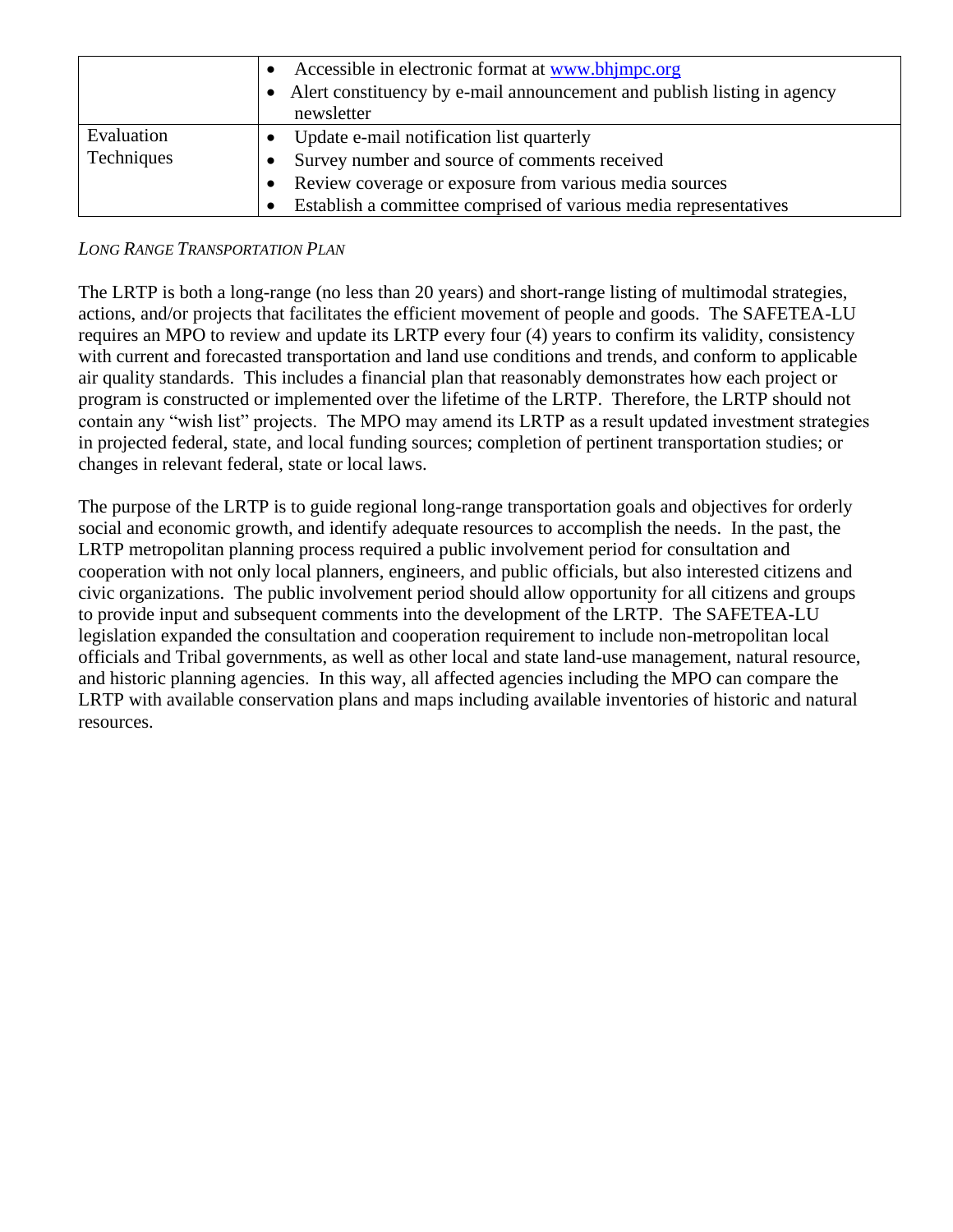| | |
|---|---|
| | • Accessible in electronic format at www.bhjmpc.org<br>• Alert constituency by e-mail announcement and publish listing in agency newsletter |
| Evaluation Techniques | • Update e-mail notification list quarterly<br>• Survey number and source of comments received<br>• Review coverage or exposure from various media sources<br>• Establish a committee comprised of various media representatives |

*LONG RANGE TRANSPORTATION PLAN*

The LRTP is both a long-range (no less than 20 years) and short-range listing of multimodal strategies, actions, and/or projects that facilitates the efficient movement of people and goods. The SAFETEA-LU requires an MPO to review and update its LRTP every four (4) years to confirm its validity, consistency with current and forecasted transportation and land use conditions and trends, and conform to applicable air quality standards. This includes a financial plan that reasonably demonstrates how each project or program is constructed or implemented over the lifetime of the LRTP. Therefore, the LRTP should not contain any "wish list" projects. The MPO may amend its LRTP as a result updated investment strategies in projected federal, state, and local funding sources; completion of pertinent transportation studies; or changes in relevant federal, state or local laws.

The purpose of the LRTP is to guide regional long-range transportation goals and objectives for orderly social and economic growth, and identify adequate resources to accomplish the needs. In the past, the LRTP metropolitan planning process required a public involvement period for consultation and cooperation with not only local planners, engineers, and public officials, but also interested citizens and civic organizations. The public involvement period should allow opportunity for all citizens and groups to provide input and subsequent comments into the development of the LRTP. The SAFETEA-LU legislation expanded the consultation and cooperation requirement to include non-metropolitan local officials and Tribal governments, as well as other local and state land-use management, natural resource, and historic planning agencies. In this way, all affected agencies including the MPO can compare the LRTP with available conservation plans and maps including available inventories of historic and natural resources.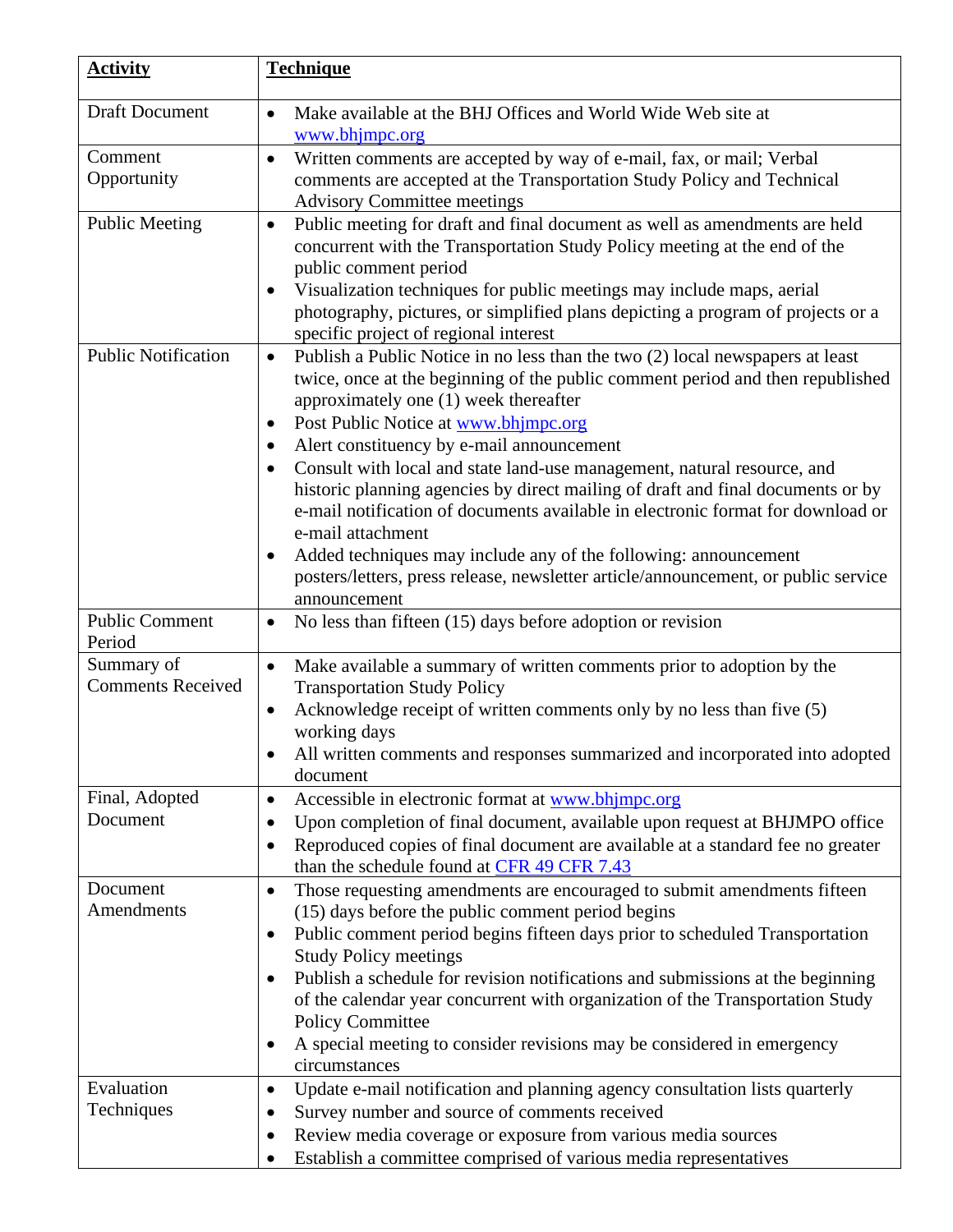| **Activity** | **Technique** |
|---|---|
| Draft Document | • Make available at the BHJ Offices and World Wide Web site at www.bhjmpc.org |
| Comment Opportunity | • Written comments are accepted by way of e-mail, fax, or mail; Verbal comments are accepted at the Transportation Study Policy and Technical Advisory Committee meetings |
| Public Meeting | • Public meeting for draft and final document as well as amendments are held concurrent with the Transportation Study Policy meeting at the end of the public comment period<br>• Visualization techniques for public meetings may include maps, aerial photography, pictures, or simplified plans depicting a program of projects or a specific project of regional interest |
| Public Notification | • Publish a Public Notice in no less than the two (2) local newspapers at least twice, once at the beginning of the public comment period and then republished approximately one (1) week thereafter<br>• Post Public Notice at www.bhjmpc.org<br>• Alert constituency by e-mail announcement<br>• Consult with local and state land-use management, natural resource, and historic planning agencies by direct mailing of draft and final documents or by e-mail notification of documents available in electronic format for download or e-mail attachment<br>• Added techniques may include any of the following: announcement posters/letters, press release, newsletter article/announcement, or public service announcement |
| Public Comment Period | • No less than fifteen (15) days before adoption or revision |
| Summary of Comments Received | • Make available a summary of written comments prior to adoption by the Transportation Study Policy<br>• Acknowledge receipt of written comments only by no less than five (5) working days<br>• All written comments and responses summarized and incorporated into adopted document |
| Final, Adopted Document | • Accessible in electronic format at www.bhjmpc.org<br>• Upon completion of final document, available upon request at BHJMPO office<br>• Reproduced copies of final document are available at a standard fee no greater than the schedule found at CFR 49 CFR 7.43 |
| Document Amendments | • Those requesting amendments are encouraged to submit amendments fifteen (15) days before the public comment period begins<br>• Public comment period begins fifteen days prior to scheduled Transportation Study Policy meetings<br>• Publish a schedule for revision notifications and submissions at the beginning of the calendar year concurrent with organization of the Transportation Study Policy Committee<br>• A special meeting to consider revisions may be considered in emergency circumstances |
| Evaluation Techniques | • Update e-mail notification and planning agency consultation lists quarterly<br>• Survey number and source of comments received<br>• Review media coverage or exposure from various media sources<br>• Establish a committee comprised of various media representatives |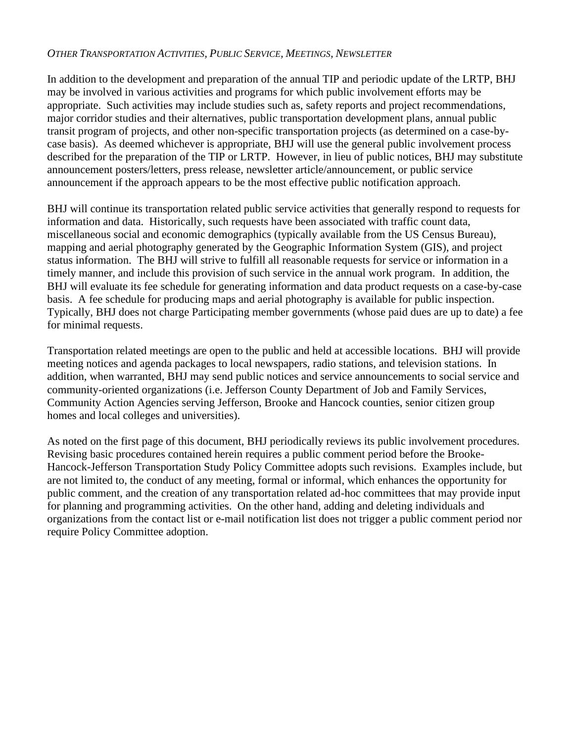*OTHER TRANSPORTATION ACTIVITIES, PUBLIC SERVICE, MEETINGS, NEWSLETTER*

In addition to the development and preparation of the annual TIP and periodic update of the LRTP, BHJ may be involved in various activities and programs for which public involvement efforts may be appropriate. Such activities may include studies such as, safety reports and project recommendations, major corridor studies and their alternatives, public transportation development plans, annual public transit program of projects, and other non-specific transportation projects (as determined on a case-by-case basis). As deemed whichever is appropriate, BHJ will use the general public involvement process described for the preparation of the TIP or LRTP. However, in lieu of public notices, BHJ may substitute announcement posters/letters, press release, newsletter article/announcement, or public service announcement if the approach appears to be the most effective public notification approach.

BHJ will continue its transportation related public service activities that generally respond to requests for information and data. Historically, such requests have been associated with traffic count data, miscellaneous social and economic demographics (typically available from the US Census Bureau), mapping and aerial photography generated by the Geographic Information System (GIS), and project status information. The BHJ will strive to fulfill all reasonable requests for service or information in a timely manner, and include this provision of such service in the annual work program. In addition, the BHJ will evaluate its fee schedule for generating information and data product requests on a case-by-case basis. A fee schedule for producing maps and aerial photography is available for public inspection. Typically, BHJ does not charge Participating member governments (whose paid dues are up to date) a fee for minimal requests.

Transportation related meetings are open to the public and held at accessible locations. BHJ will provide meeting notices and agenda packages to local newspapers, radio stations, and television stations. In addition, when warranted, BHJ may send public notices and service announcements to social service and community-oriented organizations (i.e. Jefferson County Department of Job and Family Services, Community Action Agencies serving Jefferson, Brooke and Hancock counties, senior citizen group homes and local colleges and universities).

As noted on the first page of this document, BHJ periodically reviews its public involvement procedures. Revising basic procedures contained herein requires a public comment period before the Brooke-Hancock-Jefferson Transportation Study Policy Committee adopts such revisions. Examples include, but are not limited to, the conduct of any meeting, formal or informal, which enhances the opportunity for public comment, and the creation of any transportation related ad-hoc committees that may provide input for planning and programming activities. On the other hand, adding and deleting individuals and organizations from the contact list or e-mail notification list does not trigger a public comment period nor require Policy Committee adoption.